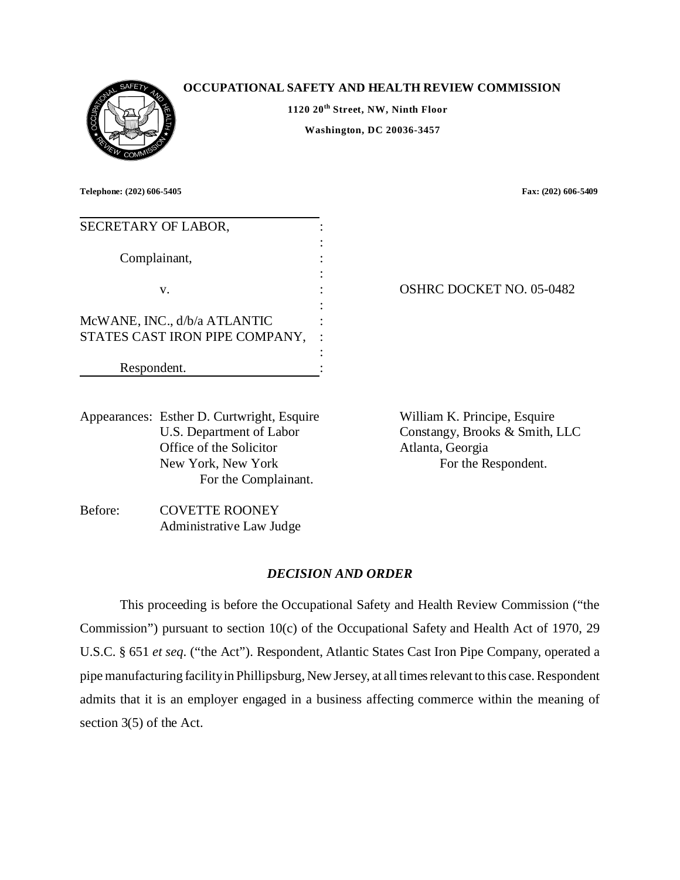**OCCUPATIONAL SAFETY AND HEALTH REVIEW COMMISSION**

**1120 20th Street, NW, Ninth Floor**

**Washington, DC 20036-3457**

**Telephone: (202) 606-5405** **Fax: (202) 606-5409**

SECRETARY OF LABOR,

Complainant,

v. OSHRC DOCKET NO. 05-0482

McWANE, INC., d/b/a ATLANTIC STATES CAST IRON PIPE COMPANY,

Respondent.

Appearances: Esther D. Curtwright, Esquire
U.S. Department of Labor
Office of the Solicitor
New York, New York
For the Complainant.

William K. Principe, Esquire
Constangy, Brooks & Smith, LLC
Atlanta, Georgia
For the Respondent.

Before: COVETTE ROONEY
Administrative Law Judge

## *DECISION AND ORDER*

This proceeding is before the Occupational Safety and Health Review Commission ("the Commission") pursuant to section 10(c) of the Occupational Safety and Health Act of 1970, 29 U.S.C. § 651 *et seq.* ("the Act"). Respondent, Atlantic States Cast Iron Pipe Company, operated a pipe manufacturing facility in Phillipsburg, New Jersey, at all times relevant to this case. Respondent admits that it is an employer engaged in a business affecting commerce within the meaning of section 3(5) of the Act.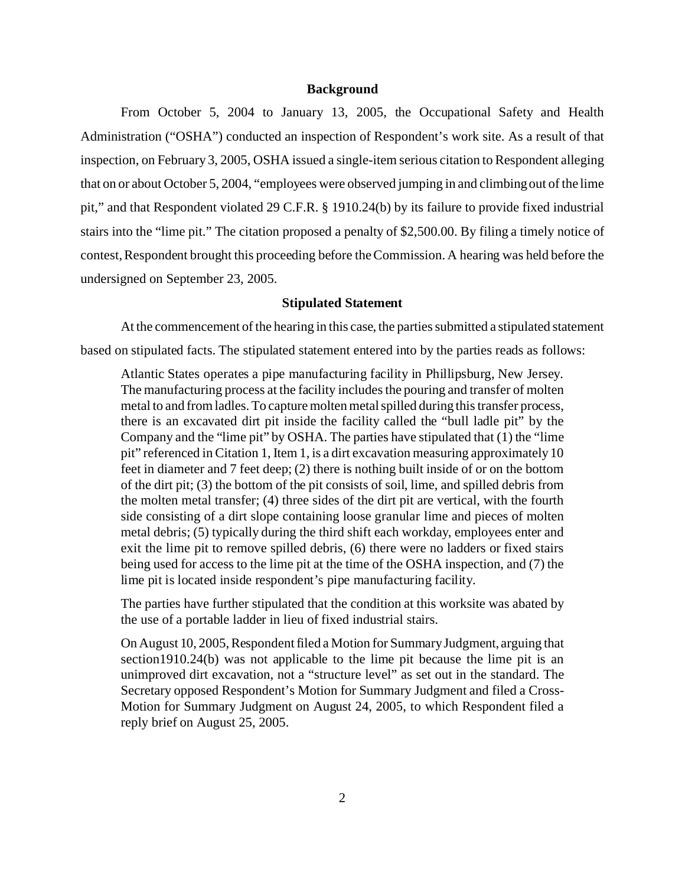## Background

From October 5, 2004 to January 13, 2005, the Occupational Safety and Health Administration ("OSHA") conducted an inspection of Respondent's work site. As a result of that inspection, on February 3, 2005, OSHA issued a single-item serious citation to Respondent alleging that on or about October 5, 2004, "employees were observed jumping in and climbing out of the lime pit," and that Respondent violated 29 C.F.R. § 1910.24(b) by its failure to provide fixed industrial stairs into the "lime pit." The citation proposed a penalty of $2,500.00. By filing a timely notice of contest, Respondent brought this proceeding before the Commission. A hearing was held before the undersigned on September 23, 2005.

## Stipulated Statement

At the commencement of the hearing in this case, the parties submitted a stipulated statement based on stipulated facts. The stipulated statement entered into by the parties reads as follows:

> Atlantic States operates a pipe manufacturing facility in Phillipsburg, New Jersey. The manufacturing process at the facility includes the pouring and transfer of molten metal to and from ladles. To capture molten metal spilled during this transfer process, there is an excavated dirt pit inside the facility called the "bull ladle pit" by the Company and the "lime pit" by OSHA. The parties have stipulated that (1) the "lime pit" referenced in Citation 1, Item 1, is a dirt excavation measuring approximately 10 feet in diameter and 7 feet deep; (2) there is nothing built inside of or on the bottom of the dirt pit; (3) the bottom of the pit consists of soil, lime, and spilled debris from the molten metal transfer; (4) three sides of the dirt pit are vertical, with the fourth side consisting of a dirt slope containing loose granular lime and pieces of molten metal debris; (5) typically during the third shift each workday, employees enter and exit the lime pit to remove spilled debris, (6) there were no ladders or fixed stairs being used for access to the lime pit at the time of the OSHA inspection, and (7) the lime pit is located inside respondent's pipe manufacturing facility.
>
> The parties have further stipulated that the condition at this worksite was abated by the use of a portable ladder in lieu of fixed industrial stairs.
>
> On August 10, 2005, Respondent filed a Motion for Summary Judgment, arguing that section1910.24(b) was not applicable to the lime pit because the lime pit is an unimproved dirt excavation, not a "structure level" as set out in the standard. The Secretary opposed Respondent's Motion for Summary Judgment and filed a Cross-Motion for Summary Judgment on August 24, 2005, to which Respondent filed a reply brief on August 25, 2005.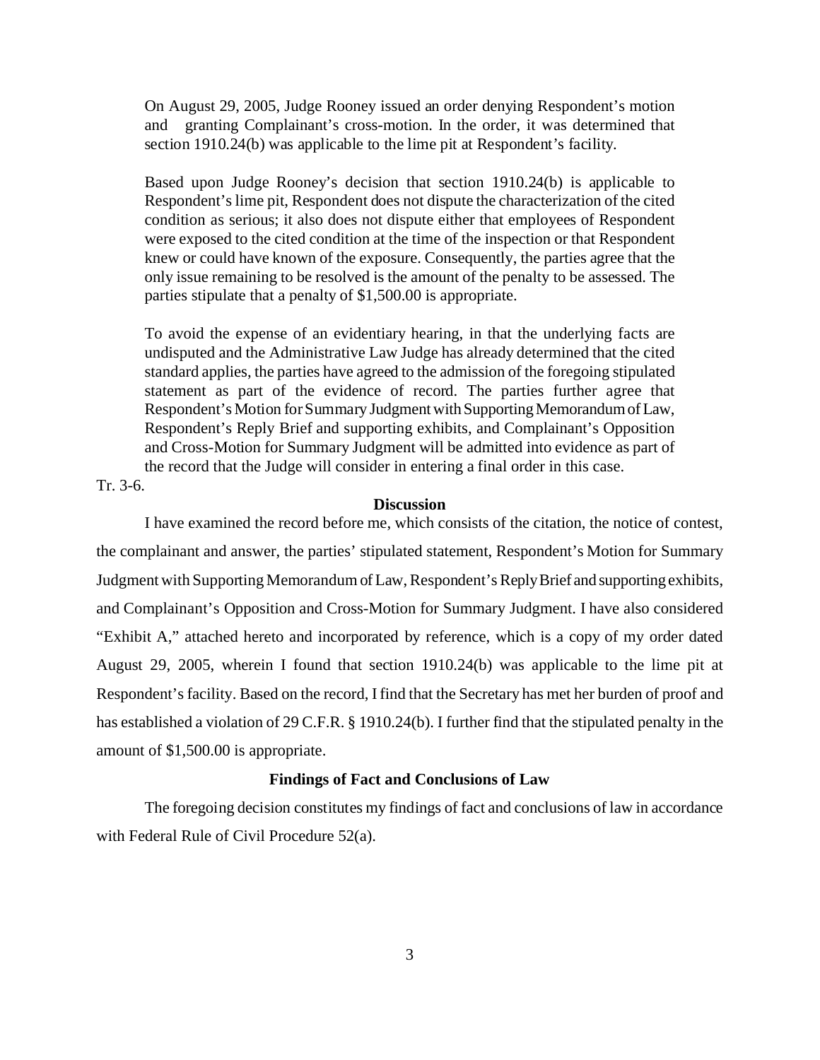> On August 29, 2005, Judge Rooney issued an order denying Respondent's motion and granting Complainant's cross-motion. In the order, it was determined that section 1910.24(b) was applicable to the lime pit at Respondent's facility.
>
> Based upon Judge Rooney's decision that section 1910.24(b) is applicable to Respondent's lime pit, Respondent does not dispute the characterization of the cited condition as serious; it also does not dispute either that employees of Respondent were exposed to the cited condition at the time of the inspection or that Respondent knew or could have known of the exposure. Consequently, the parties agree that the only issue remaining to be resolved is the amount of the penalty to be assessed. The parties stipulate that a penalty of $1,500.00 is appropriate.
>
> To avoid the expense of an evidentiary hearing, in that the underlying facts are undisputed and the Administrative Law Judge has already determined that the cited standard applies, the parties have agreed to the admission of the foregoing stipulated statement as part of the evidence of record. The parties further agree that Respondent's Motion for Summary Judgment with Supporting Memorandum of Law, Respondent's Reply Brief and supporting exhibits, and Complainant's Opposition and Cross-Motion for Summary Judgment will be admitted into evidence as part of the record that the Judge will consider in entering a final order in this case.

Tr. 3-6.

**Discussion**

I have examined the record before me, which consists of the citation, the notice of contest, the complainant and answer, the parties' stipulated statement, Respondent's Motion for Summary Judgment with Supporting Memorandum of Law, Respondent's Reply Brief and supporting exhibits, and Complainant's Opposition and Cross-Motion for Summary Judgment. I have also considered "Exhibit A," attached hereto and incorporated by reference, which is a copy of my order dated August 29, 2005, wherein I found that section 1910.24(b) was applicable to the lime pit at Respondent's facility. Based on the record, I find that the Secretary has met her burden of proof and has established a violation of 29 C.F.R. § 1910.24(b). I further find that the stipulated penalty in the amount of $1,500.00 is appropriate.

**Findings of Fact and Conclusions of Law**

The foregoing decision constitutes my findings of fact and conclusions of law in accordance with Federal Rule of Civil Procedure 52(a).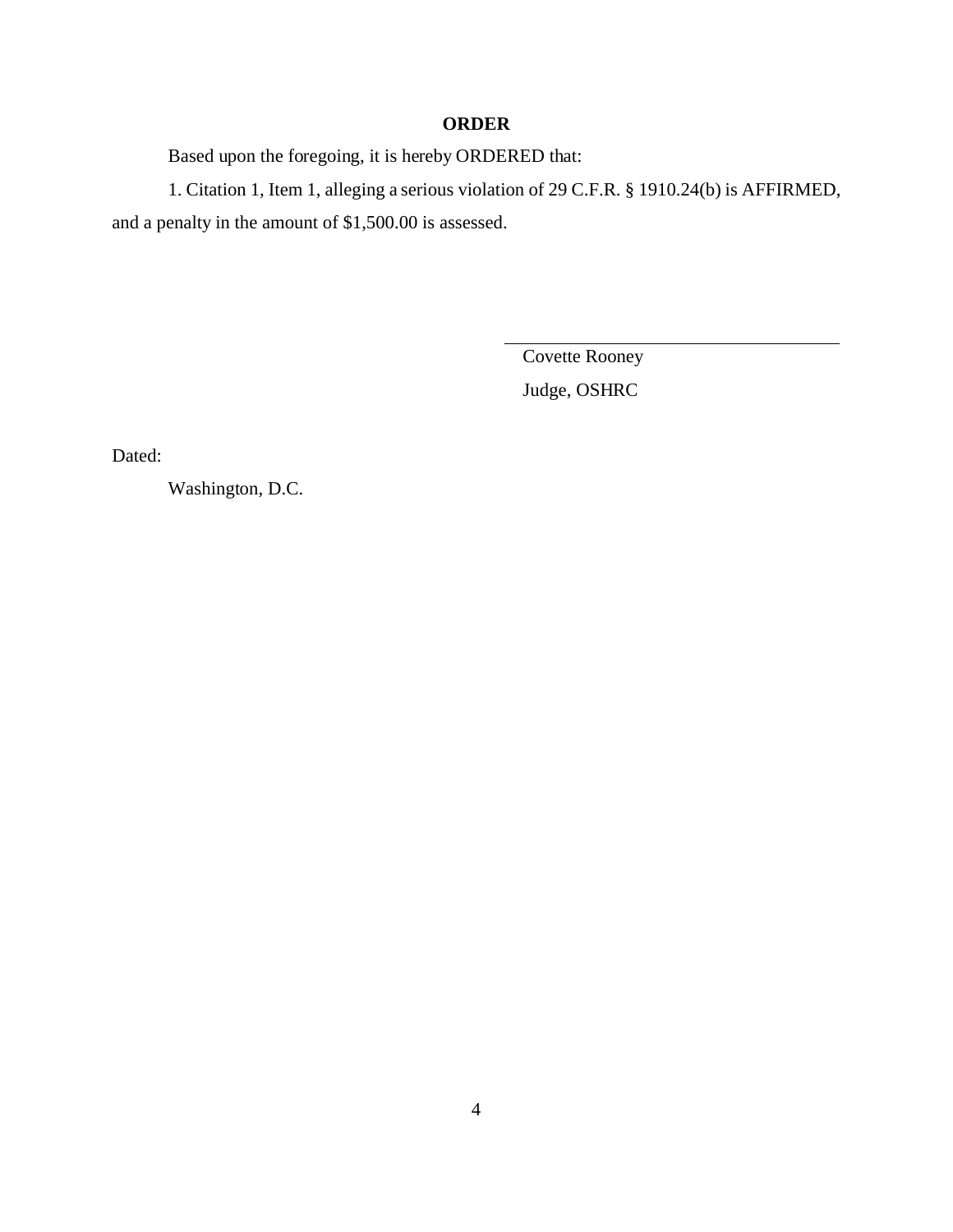## ORDER

Based upon the foregoing, it is hereby ORDERED that:

1. Citation 1, Item 1, alleging a serious violation of 29 C.F.R. § 1910.24(b) is AFFIRMED, and a penalty in the amount of $1,500.00 is assessed.

Covette Rooney

Judge, OSHRC

Dated:

Washington, D.C.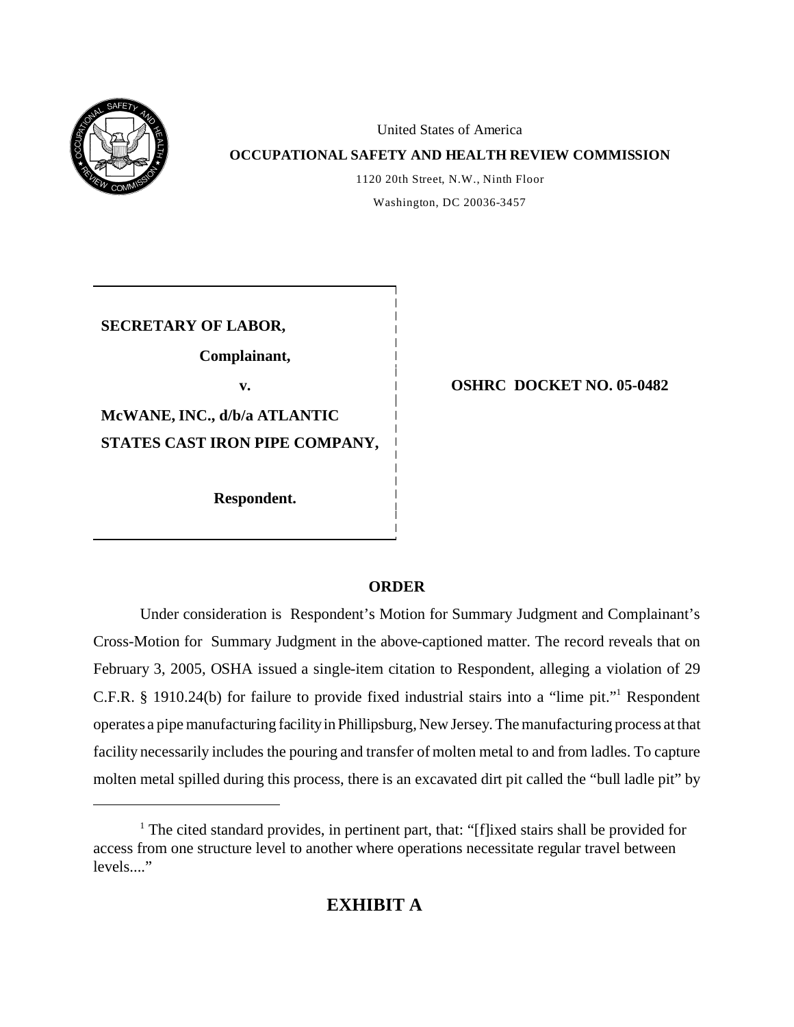United States of America

**OCCUPATIONAL SAFETY AND HEALTH REVIEW COMMISSION**

1120 20th Street, N.W., Ninth Floor

Washington, DC 20036-3457

| | |
|---|---|
| **SECRETARY OF LABOR,** | |
| **Complainant,** | |
| **v.** | **OSHRC DOCKET NO. 05-0482** |
| **McWANE, INC., d/b/a ATLANTIC STATES CAST IRON PIPE COMPANY,** | |
| **Respondent.** | |

## ORDER

Under consideration is Respondent's Motion for Summary Judgment and Complainant's Cross-Motion for Summary Judgment in the above-captioned matter. The record reveals that on February 3, 2005, OSHA issued a single-item citation to Respondent, alleging a violation of 29 C.F.R. § 1910.24(b) for failure to provide fixed industrial stairs into a "lime pit."[1] Respondent operates a pipe manufacturing facility in Phillipsburg, New Jersey. The manufacturing process at that facility necessarily includes the pouring and transfer of molten metal to and from ladles. To capture molten metal spilled during this process, there is an excavated dirt pit called the "bull ladle pit" by

[1] The cited standard provides, in pertinent part, that: "[f]ixed stairs shall be provided for access from one structure level to another where operations necessitate regular travel between levels...."

**EXHIBIT A**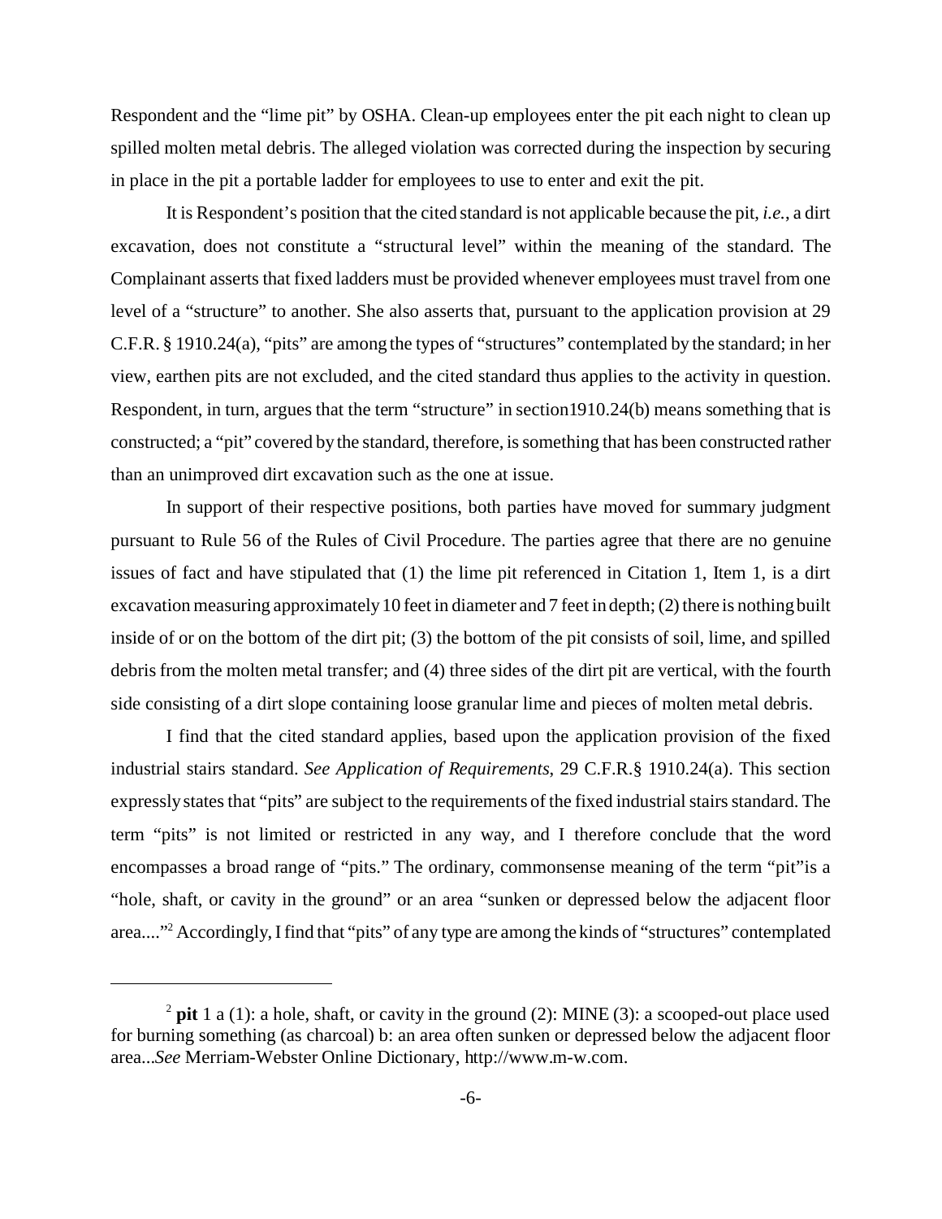Respondent and the "lime pit" by OSHA. Clean-up employees enter the pit each night to clean up spilled molten metal debris. The alleged violation was corrected during the inspection by securing in place in the pit a portable ladder for employees to use to enter and exit the pit.

It is Respondent's position that the cited standard is not applicable because the pit, *i.e.*, a dirt excavation, does not constitute a "structural level" within the meaning of the standard. The Complainant asserts that fixed ladders must be provided whenever employees must travel from one level of a "structure" to another. She also asserts that, pursuant to the application provision at 29 C.F.R. § 1910.24(a), "pits" are among the types of "structures" contemplated by the standard; in her view, earthen pits are not excluded, and the cited standard thus applies to the activity in question. Respondent, in turn, argues that the term "structure" in section1910.24(b) means something that is constructed; a "pit" covered by the standard, therefore, is something that has been constructed rather than an unimproved dirt excavation such as the one at issue.

In support of their respective positions, both parties have moved for summary judgment pursuant to Rule 56 of the Rules of Civil Procedure. The parties agree that there are no genuine issues of fact and have stipulated that (1) the lime pit referenced in Citation 1, Item 1, is a dirt excavation measuring approximately 10 feet in diameter and 7 feet in depth; (2) there is nothing built inside of or on the bottom of the dirt pit; (3) the bottom of the pit consists of soil, lime, and spilled debris from the molten metal transfer; and (4) three sides of the dirt pit are vertical, with the fourth side consisting of a dirt slope containing loose granular lime and pieces of molten metal debris.

I find that the cited standard applies, based upon the application provision of the fixed industrial stairs standard. *See Application of Requirements*, 29 C.F.R.§ 1910.24(a). This section expressly states that "pits" are subject to the requirements of the fixed industrial stairs standard. The term "pits" is not limited or restricted in any way, and I therefore conclude that the word encompasses a broad range of "pits." The ordinary, commonsense meaning of the term "pit"is a "hole, shaft, or cavity in the ground" or an area "sunken or depressed below the adjacent floor area...."[2] Accordingly, I find that "pits" of any type are among the kinds of "structures" contemplated

---

[2] **pit** 1 a (1): a hole, shaft, or cavity in the ground (2): MINE (3): a scooped-out place used for burning something (as charcoal) b: an area often sunken or depressed below the adjacent floor area...*See* Merriam-Webster Online Dictionary, http://www.m-w.com.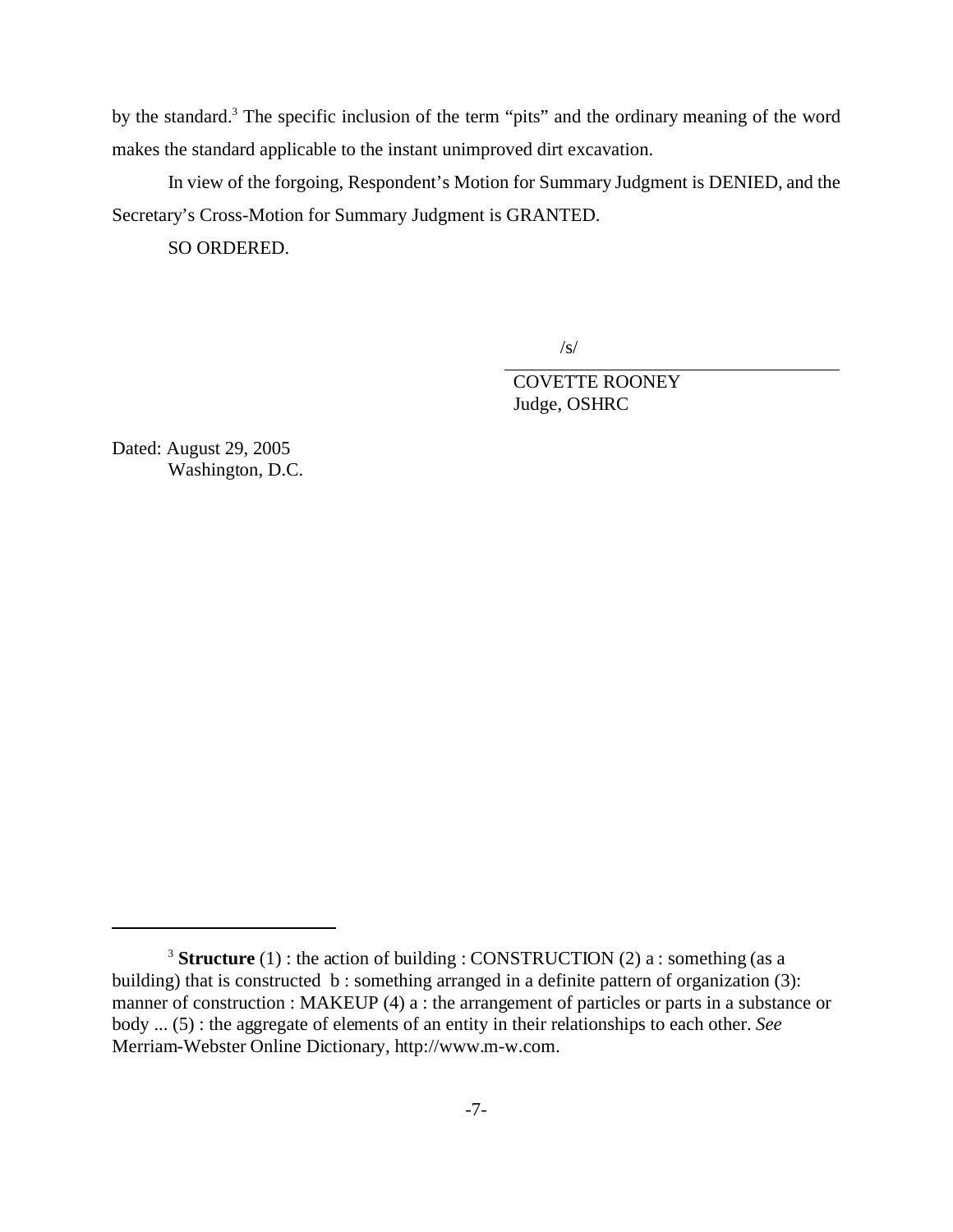by the standard.[3] The specific inclusion of the term "pits" and the ordinary meaning of the word makes the standard applicable to the instant unimproved dirt excavation.

In view of the forgoing, Respondent's Motion for Summary Judgment is DENIED, and the Secretary's Cross-Motion for Summary Judgment is GRANTED.

SO ORDERED.

/s/

COVETTE ROONEY
Judge, OSHRC

Dated: August 29, 2005
Washington, D.C.

---

[3] **Structure** (1) : the action of building : CONSTRUCTION (2) a : something (as a building) that is constructed b : something arranged in a definite pattern of organization (3): manner of construction : MAKEUP (4) a : the arrangement of particles or parts in a substance or body ... (5) : the aggregate of elements of an entity in their relationships to each other. *See* Merriam-Webster Online Dictionary, http://www.m-w.com.